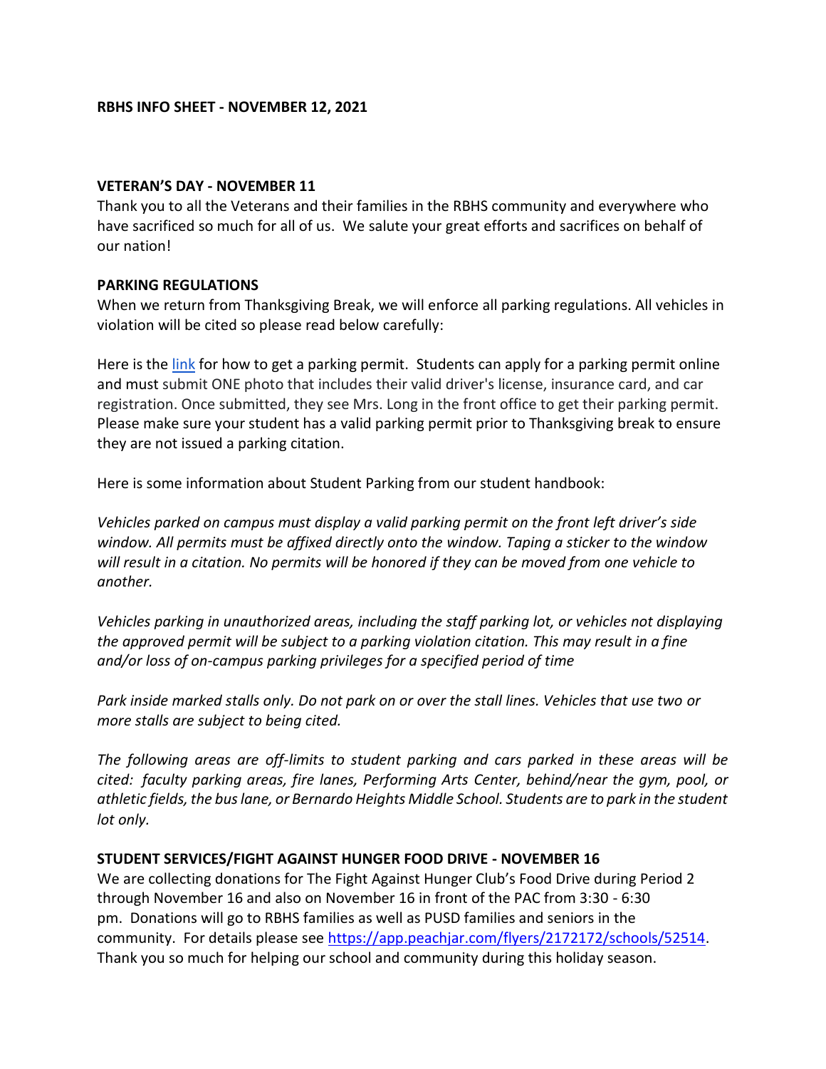**RBHS INFO SHEET - NOVEMBER 12, 2021**

**VETERAN'S DAY - NOVEMBER 11**

Thank you to all the Veterans and their families in the RBHS community and everywhere who have sacrificed so much for all of us. We salute your great efforts and sacrifices on behalf of our nation!

**PARKING REGULATIONS**

When we return from Thanksgiving Break, we will enforce all parking regulations. All vehicles in violation will be cited so please read below carefully:

Here is the link for how to get a parking permit. Students can apply for a parking permit online and must submit ONE photo that includes their valid driver's license, insurance card, and car registration. Once submitted, they see Mrs. Long in the front office to get their parking permit. Please make sure your student has a valid parking permit prior to Thanksgiving break to ensure they are not issued a parking citation.

Here is some information about Student Parking from our student handbook:

*Vehicles parked on campus must display a valid parking permit on the front left driver's side window. All permits must be affixed directly onto the window. Taping a sticker to the window will result in a citation. No permits will be honored if they can be moved from one vehicle to another.*

*Vehicles parking in unauthorized areas, including the staff parking lot, or vehicles not displaying the approved permit will be subject to a parking violation citation. This may result in a fine and/or loss of on-campus parking privileges for a specified period of time*

*Park inside marked stalls only. Do not park on or over the stall lines. Vehicles that use two or more stalls are subject to being cited.*

*The following areas are off-limits to student parking and cars parked in these areas will be cited: faculty parking areas, fire lanes, Performing Arts Center, behind/near the gym, pool, or athletic fields, the bus lane, or Bernardo Heights Middle School. Students are to park in the student lot only.*

**STUDENT SERVICES/FIGHT AGAINST HUNGER FOOD DRIVE - NOVEMBER 16**

We are collecting donations for The Fight Against Hunger Club's Food Drive during Period 2 through November 16 and also on November 16 in front of the PAC from 3:30 - 6:30 pm. Donations will go to RBHS families as well as PUSD families and seniors in the community. For details please see https://app.peachjar.com/flyers/2172172/schools/52514. Thank you so much for helping our school and community during this holiday season.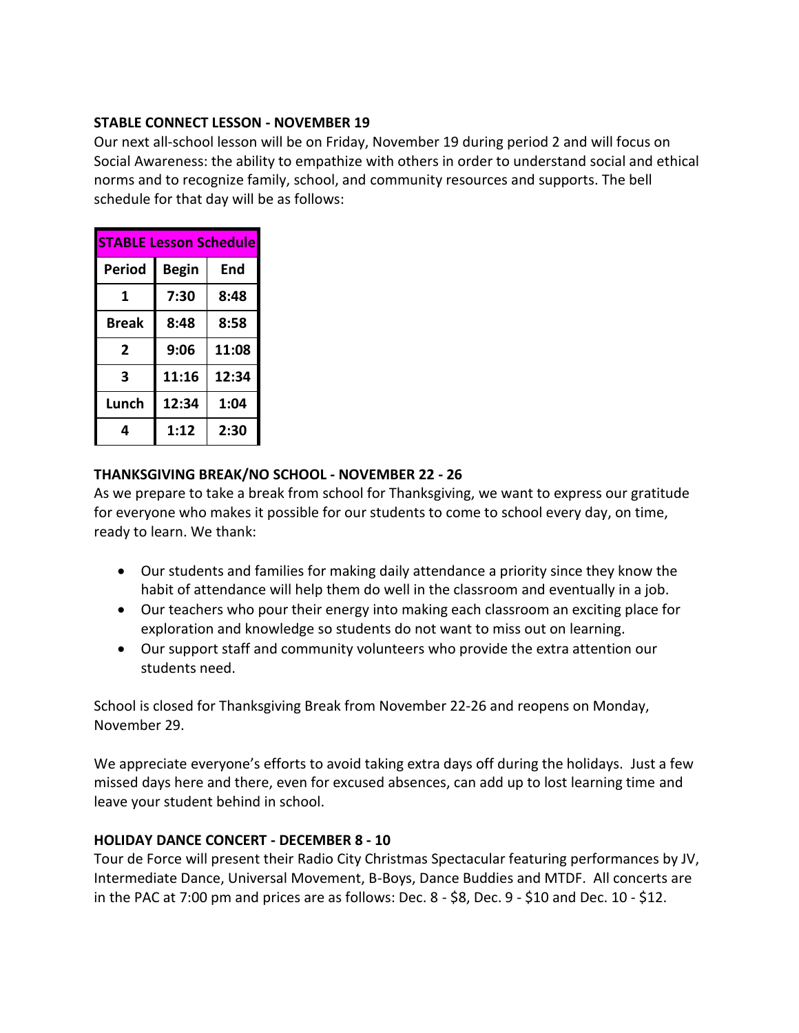**STABLE CONNECT LESSON - NOVEMBER 19**

Our next all-school lesson will be on Friday, November 19 during period 2 and will focus on Social Awareness: the ability to empathize with others in order to understand social and ethical norms and to recognize family, school, and community resources and supports. The bell schedule for that day will be as follows:

| STABLE Lesson Schedule | | |
|---|---|---|
| **Period** | **Begin** | **End** |
| **1** | **7:30** | **8:48** |
| **Break** | **8:48** | **8:58** |
| **2** | **9:06** | **11:08** |
| **3** | **11:16** | **12:34** |
| **Lunch** | **12:34** | **1:04** |
| **4** | **1:12** | **2:30** |

**THANKSGIVING BREAK/NO SCHOOL - NOVEMBER 22 - 26**

As we prepare to take a break from school for Thanksgiving, we want to express our gratitude for everyone who makes it possible for our students to come to school every day, on time, ready to learn. We thank:

- Our students and families for making daily attendance a priority since they know the habit of attendance will help them do well in the classroom and eventually in a job.
- Our teachers who pour their energy into making each classroom an exciting place for exploration and knowledge so students do not want to miss out on learning.
- Our support staff and community volunteers who provide the extra attention our students need.

School is closed for Thanksgiving Break from November 22-26 and reopens on Monday, November 29.

We appreciate everyone's efforts to avoid taking extra days off during the holidays. Just a few missed days here and there, even for excused absences, can add up to lost learning time and leave your student behind in school.

**HOLIDAY DANCE CONCERT - DECEMBER 8 - 10**

Tour de Force will present their Radio City Christmas Spectacular featuring performances by JV, Intermediate Dance, Universal Movement, B-Boys, Dance Buddies and MTDF. All concerts are in the PAC at 7:00 pm and prices are as follows: Dec. 8 - $8, Dec. 9 - $10 and Dec. 10 - $12.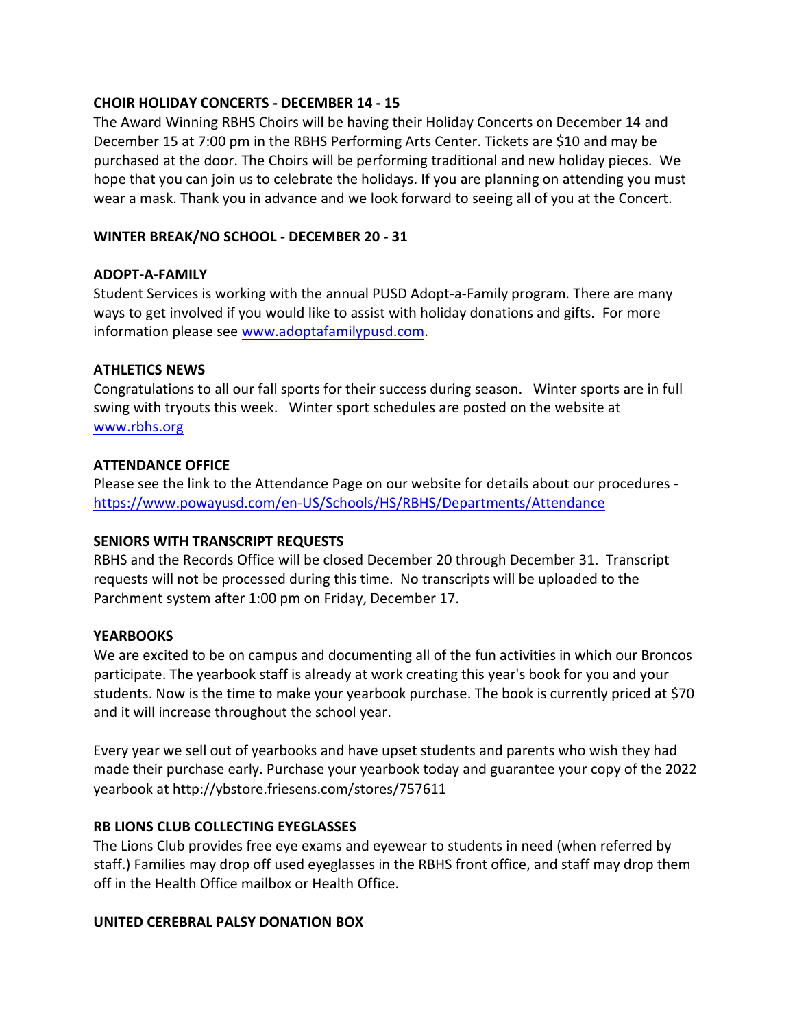**CHOIR HOLIDAY CONCERTS - DECEMBER 14 - 15**

The Award Winning RBHS Choirs will be having their Holiday Concerts on December 14 and December 15 at 7:00 pm in the RBHS Performing Arts Center. Tickets are $10 and may be purchased at the door. The Choirs will be performing traditional and new holiday pieces. We hope that you can join us to celebrate the holidays. If you are planning on attending you must wear a mask. Thank you in advance and we look forward to seeing all of you at the Concert.

**WINTER BREAK/NO SCHOOL - DECEMBER 20 - 31**

**ADOPT-A-FAMILY**

Student Services is working with the annual PUSD Adopt-a-Family program. There are many ways to get involved if you would like to assist with holiday donations and gifts. For more information please see [www.adoptafamilypusd.com](http://www.adoptafamilypusd.com).

**ATHLETICS NEWS**

Congratulations to all our fall sports for their success during season. Winter sports are in full swing with tryouts this week. Winter sport schedules are posted on the website at [www.rbhs.org](http://www.rbhs.org)

**ATTENDANCE OFFICE**

Please see the link to the Attendance Page on our website for details about our procedures - [https://www.powayusd.com/en-US/Schools/HS/RBHS/Departments/Attendance](https://www.powayusd.com/en-US/Schools/HS/RBHS/Departments/Attendance)

**SENIORS WITH TRANSCRIPT REQUESTS**

RBHS and the Records Office will be closed December 20 through December 31. Transcript requests will not be processed during this time. No transcripts will be uploaded to the Parchment system after 1:00 pm on Friday, December 17.

**YEARBOOKS**

We are excited to be on campus and documenting all of the fun activities in which our Broncos participate. The yearbook staff is already at work creating this year's book for you and your students. Now is the time to make your yearbook purchase. The book is currently priced at $70 and it will increase throughout the school year.

Every year we sell out of yearbooks and have upset students and parents who wish they had made their purchase early. Purchase your yearbook today and guarantee your copy of the 2022 yearbook at http://ybstore.friesens.com/stores/757611

**RB LIONS CLUB COLLECTING EYEGLASSES**

The Lions Club provides free eye exams and eyewear to students in need (when referred by staff.) Families may drop off used eyeglasses in the RBHS front office, and staff may drop them off in the Health Office mailbox or Health Office.

**UNITED CEREBRAL PALSY DONATION BOX**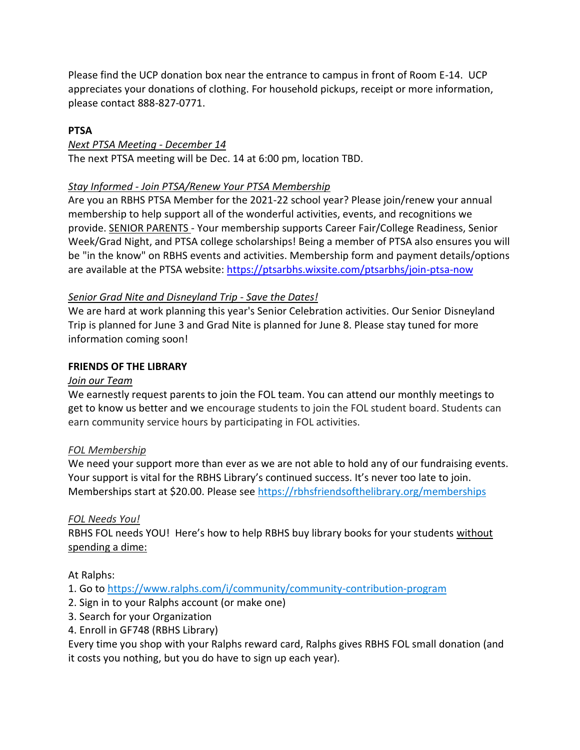Please find the UCP donation box near the entrance to campus in front of Room E-14. UCP appreciates your donations of clothing. For household pickups, receipt or more information, please contact 888-827-0771.

**PTSA**

*Next PTSA Meeting - December 14*

The next PTSA meeting will be Dec. 14 at 6:00 pm, location TBD.

*Stay Informed - Join PTSA/Renew Your PTSA Membership*

Are you an RBHS PTSA Member for the 2021-22 school year? Please join/renew your annual membership to help support all of the wonderful activities, events, and recognitions we provide. SENIOR PARENTS - Your membership supports Career Fair/College Readiness, Senior Week/Grad Night, and PTSA college scholarships! Being a member of PTSA also ensures you will be "in the know" on RBHS events and activities. Membership form and payment details/options are available at the PTSA website: https://ptsarbhs.wixsite.com/ptsarbhs/join-ptsa-now

*Senior Grad Nite and Disneyland Trip - Save the Dates!*

We are hard at work planning this year's Senior Celebration activities. Our Senior Disneyland Trip is planned for June 3 and Grad Nite is planned for June 8. Please stay tuned for more information coming soon!

**FRIENDS OF THE LIBRARY**

*Join our Team*

We earnestly request parents to join the FOL team. You can attend our monthly meetings to get to know us better and we encourage students to join the FOL student board. Students can earn community service hours by participating in FOL activities.

*FOL Membership*

We need your support more than ever as we are not able to hold any of our fundraising events. Your support is vital for the RBHS Library's continued success. It's never too late to join. Memberships start at $20.00. Please see https://rbhsfriendsofthelibrary.org/memberships

*FOL Needs You!*

RBHS FOL needs YOU! Here's how to help RBHS buy library books for your students without spending a dime:

At Ralphs:

1. Go to https://www.ralphs.com/i/community/community-contribution-program
2. Sign in to your Ralphs account (or make one)
3. Search for your Organization
4. Enroll in GF748 (RBHS Library)

Every time you shop with your Ralphs reward card, Ralphs gives RBHS FOL small donation (and it costs you nothing, but you do have to sign up each year).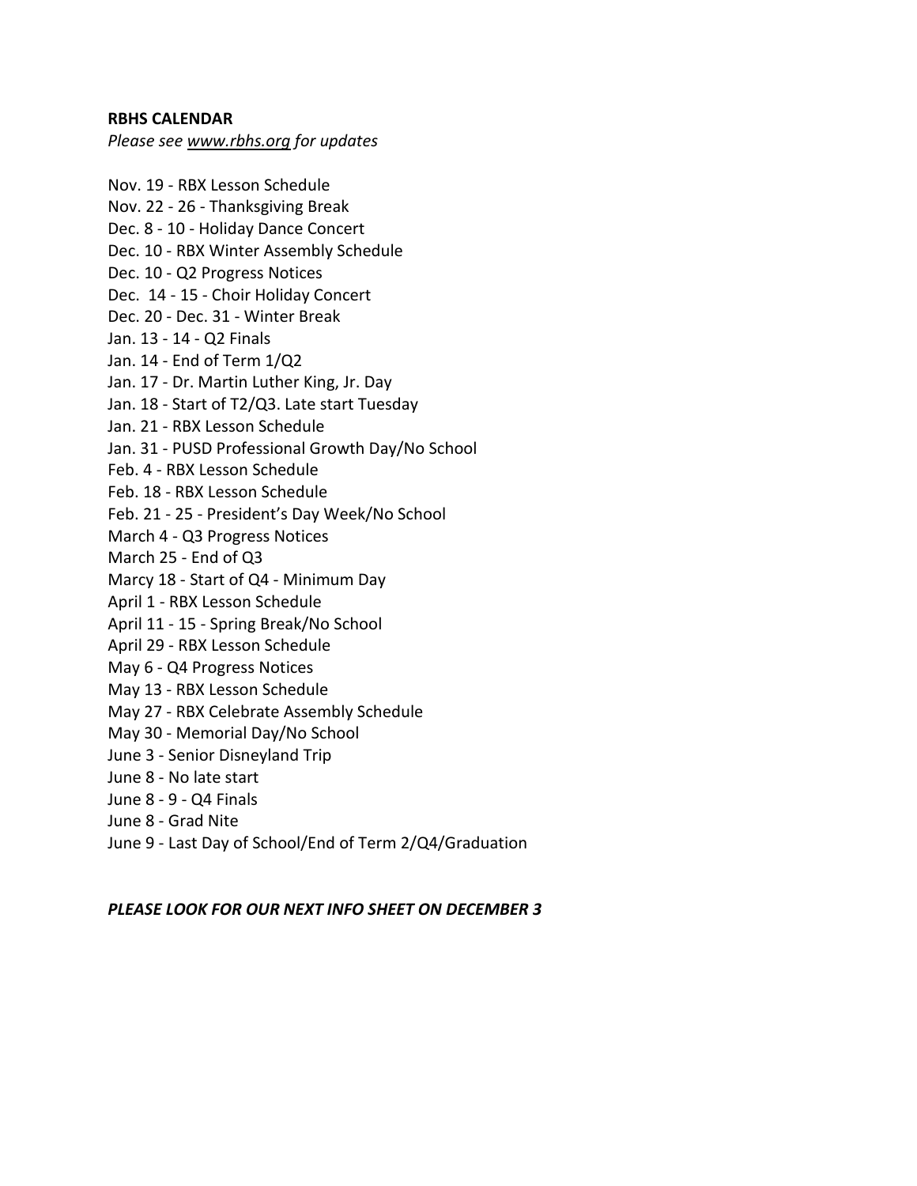**RBHS CALENDAR**

*Please see www.rbhs.org for updates*

Nov. 19 - RBX Lesson Schedule
Nov. 22 - 26 - Thanksgiving Break
Dec. 8 - 10 - Holiday Dance Concert
Dec. 10 - RBX Winter Assembly Schedule
Dec. 10 - Q2 Progress Notices
Dec. 14 - 15 - Choir Holiday Concert
Dec. 20 - Dec. 31 - Winter Break
Jan. 13 - 14 - Q2 Finals
Jan. 14 - End of Term 1/Q2
Jan. 17 - Dr. Martin Luther King, Jr. Day
Jan. 18 - Start of T2/Q3. Late start Tuesday
Jan. 21 - RBX Lesson Schedule
Jan. 31 - PUSD Professional Growth Day/No School
Feb. 4 - RBX Lesson Schedule
Feb. 18 - RBX Lesson Schedule
Feb. 21 - 25 - President's Day Week/No School
March 4 - Q3 Progress Notices
March 25 - End of Q3
Marcy 18 - Start of Q4 - Minimum Day
April 1 - RBX Lesson Schedule
April 11 - 15 - Spring Break/No School
April 29 - RBX Lesson Schedule
May 6 - Q4 Progress Notices
May 13 - RBX Lesson Schedule
May 27 - RBX Celebrate Assembly Schedule
May 30 - Memorial Day/No School
June 3 - Senior Disneyland Trip
June 8 - No late start
June 8 - 9 - Q4 Finals
June 8 - Grad Nite
June 9 - Last Day of School/End of Term 2/Q4/Graduation

***PLEASE LOOK FOR OUR NEXT INFO SHEET ON DECEMBER 3***